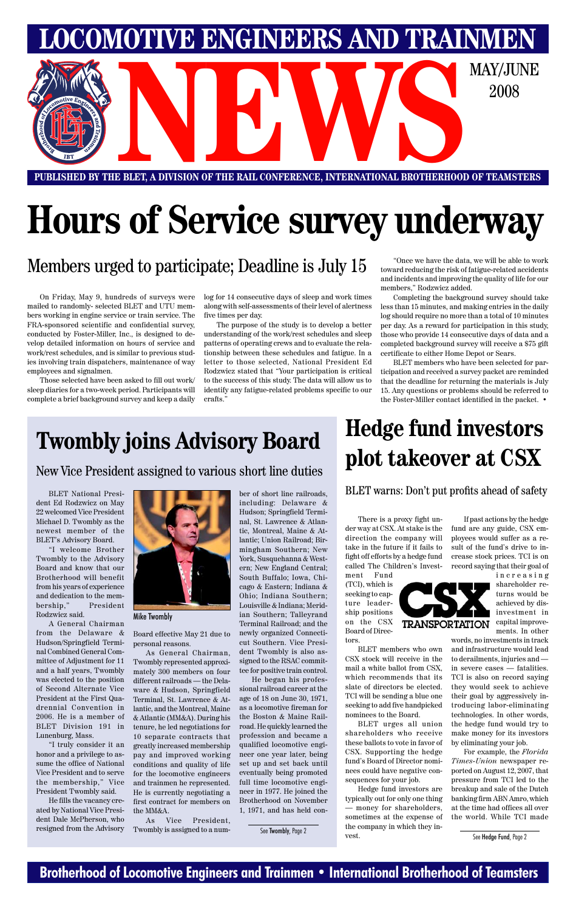# LOCOMOTIVE ENGINEERS AND TRAINMEN NEWS

MAY/JUNE 2008

PUBLISHED BY THE BLET, A DIVISION OF THE RAIL CONFERENCE, INTERNATIONAL BROTHERHOOD OF TEAMSTERS

# Hours of Service survey underway

## Members urged to participate; Deadline is July 15

On Friday, May 9, hundreds of surveys were mailed to randomly- selected BLET and UTU members working in engine service or train service. The FRA-sponsored scientific and confidential survey, conducted by Foster-Miller, Inc., is designed to develop detailed information on hours of service and work/rest schedules, and is similar to previous studies involving train dispatchers, maintenance of way employees and signalmen.

Those selected have been asked to fill out work/sleep diaries for a two-week period. Participants will complete a brief background survey and keep a daily log for 14 consecutive days of sleep and work times along with self-assessments of their level of alertness five times per day.

The purpose of the study is to develop a better understanding of the work/rest schedules and sleep patterns of operating crews and to evaluate the relationship between these schedules and fatigue. In a letter to those selected, National President Ed Rodzwicz stated that "Your participation is critical to the success of this study. The data will allow us to identify any fatigue-related problems specific to our crafts."

"Once we have the data, we will be able to work toward reducing the risk of fatigue-related accidents and incidents and improving the quality of life for our members," Rodzwicz added.

Completing the background survey should take less than 15 minutes, and making entries in the daily log should require no more than a total of 10 minutes per day. As a reward for participation in this study, those who provide 14 consecutive days of data and a completed background survey will receive a $75 gift certificate to either Home Depot or Sears.

BLET members who have been selected for participation and received a survey packet are reminded that the deadline for returning the materials is July 15. Any questions or problems should be referred to the Foster-Miller contact identified in the packet. •

# Twombly joins Advisory Board

## New Vice President assigned to various short line duties

BLET National President Ed Rodzwicz on May 22 welcomed Vice President Michael D. Twombly as the newest member of the BLET's Advisory Board.

"I welcome Brother Twombly to the Advisory Board and know that our Brotherhood will benefit from his years of experience and dedication to the membership," President Rodzwicz said.

A General Chairman from the Delaware & Hudson/Springfield Terminal Combined General Committee of Adjustment for 11 and a half years, Twombly was elected to the position of Second Alternate Vice President at the First Quadrennial Convention in 2006. He is a member of BLET Division 191 in Lunenburg, Mass.

"I truly consider it an honor and a privilege to assume the office of National Vice President and to serve the membership," Vice President Twombly said.

He fills the vacancy created by National Vice President Dale McPherson, who resigned from the Advisory Board effective May 21 due to personal reasons.

Mike Twombly

As General Chairman, Twombly represented approximately 300 members on four different railroads — the Delaware & Hudson, Springfield Terminal, St. Lawrence & Atlantic, and the Montreal, Maine & Atlantic (MM&A). During his tenure, he led negotiations for 10 separate contracts that greatly increased membership pay and improved working conditions and quality of life for the locomotive engineers and trainmen he represented. He is currently negotiating a first contract for members on the MM&A.

As Vice President, Twombly is assigned to a number of short line railroads, including: Delaware & Hudson; Springfield Terminal, St. Lawrence & Atlantic, Montreal, Maine & Atlantic; Union Railroad; Birmingham Southern; New York, Susquehanna & Western; New England Central; South Buffalo; Iowa, Chicago & Eastern; Indiana & Ohio; Indiana Southern; Louisville & Indiana; Meridian Southern; Talleyrand Terminal Railroad; and the newly organized Connecticut Southern. Vice President Twombly is also assigned to the RSAC committee for positive train control.

He began his professional railroad career at the age of 18 on June 30, 1971, as a locomotive fireman for the Boston & Maine Railroad. He quickly learned the profession and became a qualified locomotive engineer one year later, being set up and set back until eventually being promoted full time locomotive engineer in 1977. He joined the Brotherhood on November 1, 1971, and has held con-

See Twombly, Page 2

# Hedge fund investors plot takeover at CSX

## BLET warns: Don't put profits ahead of safety

There is a proxy fight underway at CSX. At stake is the direction the company will take in the future if it fails to fight off efforts by a hedge fund called The Children's Investment Fund (TCI), which is seeking to capture leadership positions on the CSX Board of Directors.

BLET members who own CSX stock will receive in the mail a white ballot from CSX, which recommends that its slate of directors be elected. TCI will be sending a blue one seeking to add five handpicked nominees to the Board.

BLET urges all union shareholders who receive these ballots to vote in favor of CSX. Supporting the hedge fund's Board of Director nominees could have negative consequences for your job.

Hedge fund investors are typically out for only one thing — money for shareholders, sometimes at the expense of the company in which they invest.

If past actions by the hedge fund are any guide, CSX employees would suffer as a result of the fund's drive to increase stock prices. TCI is on record saying that their goal of increasing shareholder returns would be achieved by disinvestment in capital improvements. In other words, no investments in track and infrastructure would lead to derailments, injuries and — in severe cases — fatalities. TCI is also on record saying they would seek to achieve their goal by aggressively introducing labor-eliminating technologies. In other words, the hedge fund would try to make money for its investors by eliminating your job.

For example, the *Florida Times-Union* newspaper reported on August 12, 2007, that pressure from TCI led to the breakup and sale of the Dutch banking firm ABN Amro, which at the time had offices all over the world. While TCI made

See Hedge Fund, Page 2

Brotherhood of Locomotive Engineers and Trainmen • International Brotherhood of Teamsters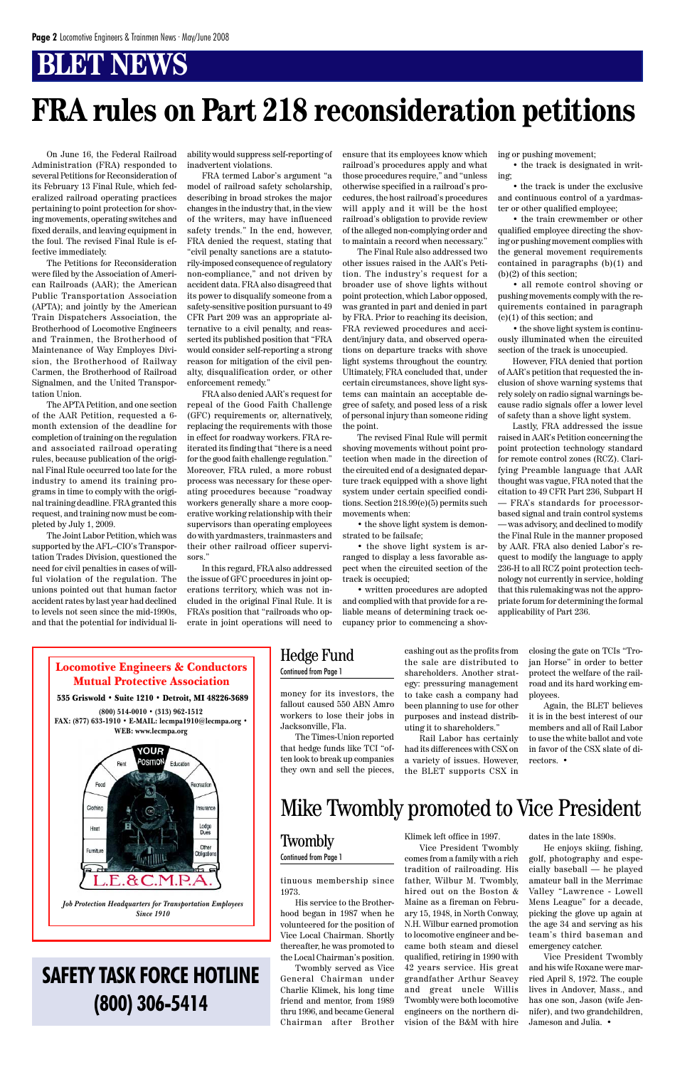# BLET NEWS

# FRA rules on Part 218 reconsideration petitions

On June 16, the Federal Railroad Administration (FRA) responded to several Petitions for Reconsideration of its February 13 Final Rule, which federalized railroad operating practices pertaining to point protection for shoving movements, operating switches and fixed derails, and leaving equipment in the foul. The revised Final Rule is effective immediately.

The Petitions for Reconsideration were filed by the Association of American Railroads (AAR); the American Public Transportation Association (APTA); and jointly by the American Train Dispatchers Association, the Brotherhood of Locomotive Engineers and Trainmen, the Brotherhood of Maintenance of Way Employes Division, the Brotherhood of Railway Carmen, the Brotherhood of Railroad Signalmen, and the United Transportation Union.

The APTA Petition, and one section of the AAR Petition, requested a 6-month extension of the deadline for completion of training on the regulation and associated railroad operating rules, because publication of the original Final Rule occurred too late for the industry to amend its training programs in time to comply with the original training deadline. FRA granted this request, and training now must be completed by July 1, 2009.

The Joint Labor Petition, which was supported by the AFL–CIO's Transportation Trades Division, questioned the need for civil penalties in cases of willful violation of the regulation. The unions pointed out that human factor accident rates by last year had declined to levels not seen since the mid-1990s, and that the potential for individual liability would suppress self-reporting of inadvertent violations.

FRA termed Labor's argument "a model of railroad safety scholarship, describing in broad strokes the major changes in the industry that, in the view of the writers, may have influenced safety trends." In the end, however, FRA denied the request, stating that "civil penalty sanctions are a statutorily-imposed consequence of regulatory non-compliance," and not driven by accident data. FRA also disagreed that its power to disqualify someone from a safety-sensitive position pursuant to 49 CFR Part 209 was an appropriate alternative to a civil penalty, and reasserted its published position that "FRA would consider self-reporting a strong reason for mitigation of the civil penalty, disqualification order, or other enforcement remedy."

FRA also denied AAR's request for repeal of the Good Faith Challenge (GFC) requirements or, alternatively, replacing the requirements with those in effect for roadway workers. FRA reiterated its finding that "there is a need for the good faith challenge regulation." Moreover, FRA ruled, a more robust process was necessary for these operating procedures because "roadway workers generally share a more cooperative working relationship with their supervisors than operating employees do with yardmasters, trainmasters and their other railroad officer supervisors."

In this regard, FRA also addressed the issue of GFC procedures in joint operations territory, which was not included in the original Final Rule. It is FRA's position that "railroads who operate in joint operations will need to ensure that its employees know which railroad's procedures apply and what those procedures require," and "unless otherwise specified in a railroad's procedures, the host railroad's procedures will apply and it will be the host railroad's obligation to provide review of the alleged non-complying order and to maintain a record when necessary."

The Final Rule also addressed two other issues raised in the AAR's Petition. The industry's request for a broader use of shove lights without point protection, which Labor opposed, was granted in part and denied in part by FRA. Prior to reaching its decision, FRA reviewed procedures and accident/injury data, and observed operations on departure tracks with shove light systems throughout the country. Ultimately, FRA concluded that, under certain circumstances, shove light systems can maintain an acceptable degree of safety, and posed less of a risk of personal injury than someone riding the point.

The revised Final Rule will permit shoving movements without point protection when made in the direction of the circuited end of a designated departure track equipped with a shove light system under certain specified conditions. Section 218.99(e)(5) permits such movements when:

- the shove light system is demonstrated to be failsafe;
- the shove light system is arranged to display a less favorable aspect when the circuited section of the track is occupied;
- written procedures are adopted and complied with that provide for a reliable means of determining track occupancy prior to commencing a shoving or pushing movement;
- the track is designated in writing;
- the track is under the exclusive and continuous control of a yardmaster or other qualified employee;
- the train crewmember or other qualified employee directing the shoving or pushing movement complies with the general movement requirements contained in paragraphs (b)(1) and (b)(2) of this section;
- all remote control shoving or pushing movements comply with the requirements contained in paragraph (c)(1) of this section; and
- the shove light system is continuously illuminated when the circuited section of the track is unoccupied.

However, FRA denied that portion of AAR's petition that requested the inclusion of shove warning systems that rely solely on radio signal warnings because radio signals offer a lower level of safety than a shove light system.

Lastly, FRA addressed the issue raised in AAR's Petition concerning the point protection technology standard for remote control zones (RCZ). Clarifying Preamble language that AAR thought was vague, FRA noted that the citation to 49 CFR Part 236, Subpart H — FRA's standards for processor-based signal and train control systems — was advisory, and declined to modify the Final Rule in the manner proposed by AAR. FRA also denied Labor's request to modify the language to apply 236-H to all RCZ point protection technology not currently in service, holding that this rulemaking was not the appropriate forum for determining the formal applicability of Part 236.

---

**Locomotive Engineers & Conductors Mutual Protective Association**

**535 Griswold • Suite 1210 • Detroit, MI 48226-3689**

**(800) 514-0010 • (313) 962-1512**

**FAX: (877) 633-1910 • E-MAIL: lecmpa1910@lecmpa.org • WEB: www.lecmpa.org**

YOUR POSITION — Rent, Education, Food, Recreation, Clothing, Insurance, Heat, Lodge Dues, Furniture, Other Obligations

L.E.&C.M.P.A.

*Job Protection Headquarters for Transportation Employees Since 1910*

---

## Hedge Fund

Continued from Page 1

money for its investors, the fallout caused 550 ABN Amro workers to lose their jobs in Jacksonville, Fla.

The Times-Union reported that hedge funds like TCI "often look to break up companies they own and sell the pieces, cashing out as the profits from the sale are distributed to shareholders. Another strategy: pressuring management to take cash a company had been planning to use for other purposes and instead distributing it to shareholders."

Rail Labor has certainly had its differences with CSX on a variety of issues. However, the BLET supports CSX in closing the gate on TCI's "Trojan Horse" in order to better protect the welfare of the railroad and its hard working employees.

Again, the BLET believes it is in the best interest of our members and all of Rail Labor to use the white ballot and vote in favor of the CSX slate of directors. •

---

# Mike Twombly promoted to Vice President

## Twombly

Continued from Page 1

tinuous membership since 1973.

His service to the Brotherhood began in 1987 when he volunteered for the position of Vice Local Chairman. Shortly thereafter, he was promoted to the Local Chairman's position.

Twombly served as Vice General Chairman under Charlie Klimek, his long time friend and mentor, from 1989 thru 1996, and became General Chairman after Brother Klimek left office in 1997.

Vice President Twombly comes from a family with a rich tradition of railroading. His father, Wilbur M. Twombly, hired out on the Boston & Maine as a fireman on February 15, 1948, in North Conway, N.H. Wilbur earned promotion to locomotive engineer and became both steam and diesel qualified, retiring in 1990 with 42 years service. His great grandfather Arthur Seavey and great uncle Willis Twombly were both locomotive engineers on the northern division of the B&M with hire dates in the late 1890s.

He enjoys skiing, fishing, golf, photography and especially baseball — he played amateur ball in the Merrimac Valley "Lawrence - Lowell Mens League" for a decade, picking the glove up again at the age 34 and serving as his team's third baseman and emergency catcher.

Vice President Twombly and his wife Roxane were married April 8, 1972. The couple lives in Andover, Mass., and has one son, Jason (wife Jennifer), and two grandchildren, Jameson and Julia. •

---

**SAFETY TASK FORCE HOTLINE (800) 306-5414**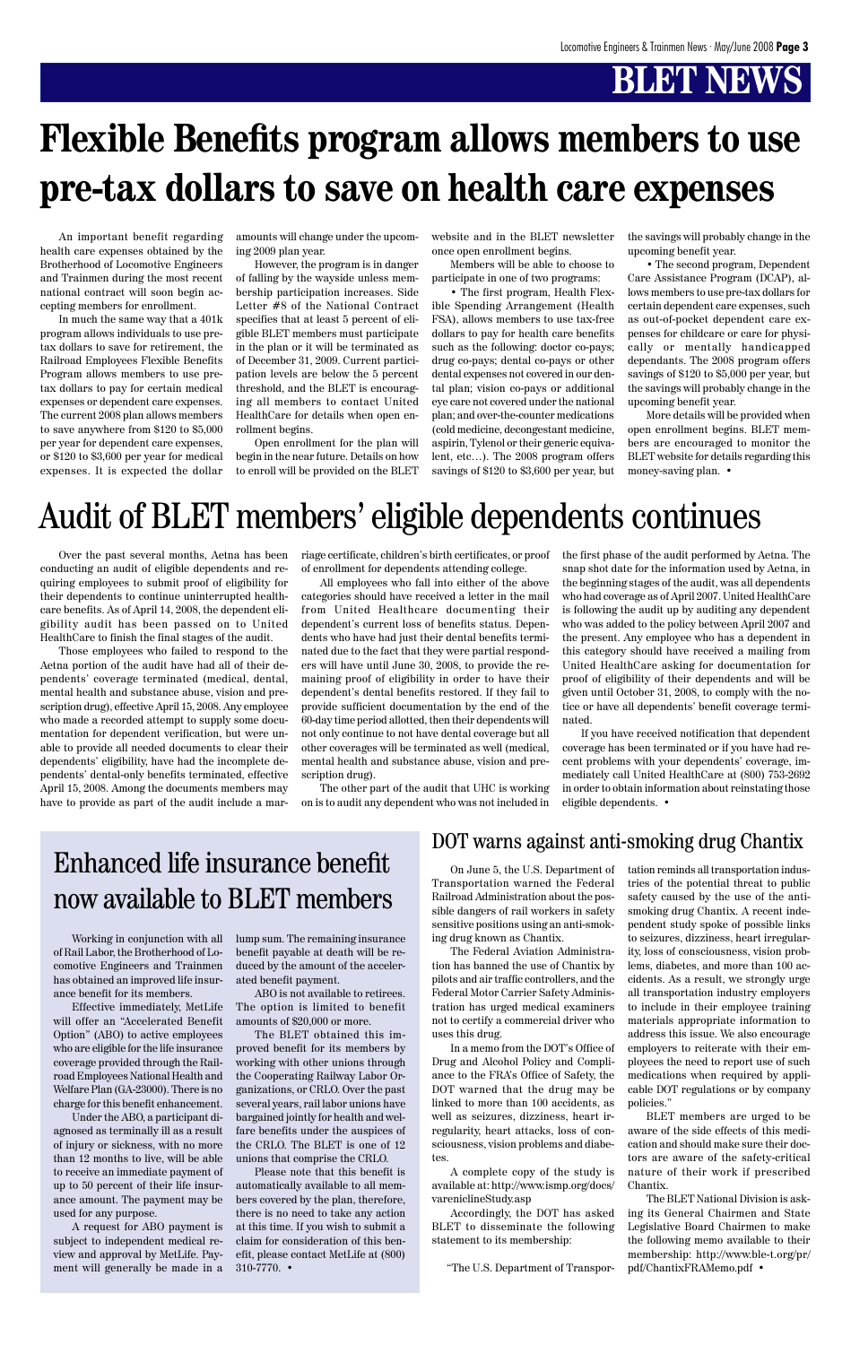# BLET NEWS

# Flexible Benefits program allows members to use pre-tax dollars to save on health care expenses

An important benefit regarding health care expenses obtained by the Brotherhood of Locomotive Engineers and Trainmen during the most recent national contract will soon begin accepting members for enrollment.

In much the same way that a 401k program allows individuals to use pre-tax dollars to save for retirement, the Railroad Employees Flexible Benefits Program allows members to use pre-tax dollars to pay for certain medical expenses or dependent care expenses. The current 2008 plan allows members to save anywhere from $120 to $5,000 per year for dependent care expenses, or $120 to $3,600 per year for medical expenses. It is expected the dollar amounts will change under the upcoming 2009 plan year.

However, the program is in danger of falling by the wayside unless membership participation increases. Side Letter #8 of the National Contract specifies that at least 5 percent of eligible BLET members must participate in the plan or it will be terminated as of December 31, 2009. Current participation levels are below the 5 percent threshold, and the BLET is encouraging all members to contact United HealthCare for details when open enrollment begins.

Open enrollment for the plan will begin in the near future. Details on how to enroll will be provided on the BLET website and in the BLET newsletter once open enrollment begins.

Members will be able to choose to participate in one of two programs:

• The first program, Health Flexible Spending Arrangement (Health FSA), allows members to use tax-free dollars to pay for health care benefits such as the following: doctor co-pays; drug co-pays; dental co-pays or other dental expenses not covered in our dental plan; vision co-pays or additional eye care not covered under the national plan; and over-the-counter medications (cold medicine, decongestant medicine, aspirin, Tylenol or their generic equivalent, etc…). The 2008 program offers savings of $120 to $3,600 per year, but the savings will probably change in the upcoming benefit year.

• The second program, Dependent Care Assistance Program (DCAP), allows members to use pre-tax dollars for certain dependent care expenses, such as out-of-pocket dependent care expenses for childcare or care for physically or mentally handicapped dependants. The 2008 program offers savings of $120 to $5,000 per year, but the savings will probably change in the upcoming benefit year.

More details will be provided when open enrollment begins. BLET members are encouraged to monitor the BLET website for details regarding this money-saving plan. •

# Audit of BLET members' eligible dependents continues

Over the past several months, Aetna has been conducting an audit of eligible dependents and requiring employees to submit proof of eligibility for their dependents to continue uninterrupted healthcare benefits. As of April 14, 2008, the dependent eligibility audit has been passed on to United HealthCare to finish the final stages of the audit.

Those employees who failed to respond to the Aetna portion of the audit have had all of their dependents' coverage terminated (medical, dental, mental health and substance abuse, vision and prescription drug), effective April 15, 2008. Any employee who made a recorded attempt to supply some documentation for dependent verification, but were unable to provide all needed documents to clear their dependents' eligibility, have had the incomplete dependents' dental-only benefits terminated, effective April 15, 2008. Among the documents members may have to provide as part of the audit include a marriage certificate, children's birth certificates, or proof of enrollment for dependents attending college.

All employees who fall into either of the above categories should have received a letter in the mail from United Healthcare documenting their dependent's current loss of benefits status. Dependents who have had just their dental benefits terminated due to the fact that they were partial responders will have until June 30, 2008, to provide the remaining proof of eligibility in order to have their dependent's dental benefits restored. If they fail to provide sufficient documentation by the end of the 60-day time period allotted, then their dependents will not only continue to not have dental coverage but all other coverages will be terminated as well (medical, mental health and substance abuse, vision and prescription drug).

The other part of the audit that UHC is working on is to audit any dependent who was not included in the first phase of the audit performed by Aetna. The snap shot date for the information used by Aetna, in the beginning stages of the audit, was all dependents who had coverage as of April 2007. United HealthCare is following the audit up by auditing any dependent who was added to the policy between April 2007 and the present. Any employee who has a dependent in this category should have received a mailing from United HealthCare asking for documentation for proof of eligibility of their dependents and will be given until October 31, 2008, to comply with the notice or have all dependents' benefit coverage terminated.

If you have received notification that dependent coverage has been terminated or if you have had recent problems with your dependents' coverage, immediately call United HealthCare at (800) 753-2692 in order to obtain information about reinstating those eligible dependents. •

# Enhanced life insurance benefit now available to BLET members

Working in conjunction with all of Rail Labor, the Brotherhood of Locomotive Engineers and Trainmen has obtained an improved life insurance benefit for its members.

Effective immediately, MetLife will offer an "Accelerated Benefit Option" (ABO) to active employees who are eligible for the life insurance coverage provided through the Railroad Employees National Health and Welfare Plan (GA-23000). There is no charge for this benefit enhancement.

Under the ABO, a participant diagnosed as terminally ill as a result of injury or sickness, with no more than 12 months to live, will be able to receive an immediate payment of up to 50 percent of their life insurance amount. The payment may be used for any purpose.

A request for ABO payment is subject to independent medical review and approval by MetLife. Payment will generally be made in a lump sum. The remaining insurance benefit payable at death will be reduced by the amount of the accelerated benefit payment.

ABO is not available to retirees. The option is limited to benefit amounts of $20,000 or more.

The BLET obtained this improved benefit for its members by working with other unions through the Cooperating Railway Labor Organizations, or CRLO. Over the past several years, rail labor unions have bargained jointly for health and welfare benefits under the auspices of the CRLO. The BLET is one of 12 unions that comprise the CRLO.

Please note that this benefit is automatically available to all members covered by the plan, therefore, there is no need to take any action at this time. If you wish to submit a claim for consideration of this benefit, please contact MetLife at (800) 310-7770. •

## DOT warns against anti-smoking drug Chantix

On June 5, the U.S. Department of Transportation warned the Federal Railroad Administration about the possible dangers of rail workers in safety sensitive positions using an anti-smoking drug known as Chantix.

The Federal Aviation Administration has banned the use of Chantix by pilots and air traffic controllers, and the Federal Motor Carrier Safety Administration has urged medical examiners not to certify a commercial driver who uses this drug.

In a memo from the DOT's Office of Drug and Alcohol Policy and Compliance to the FRA's Office of Safety, the DOT warned that the drug may be linked to more than 100 accidents, as well as seizures, dizziness, heart irregularity, heart attacks, loss of consciousness, vision problems and diabetes.

A complete copy of the study is available at: http://www.ismp.org/docs/vareniclineStudy.asp

Accordingly, the DOT has asked BLET to disseminate the following statement to its membership:

"The U.S. Department of Transportation reminds all transportation industries of the potential threat to public safety caused by the use of the anti-smoking drug Chantix. A recent independent study spoke of possible links to seizures, dizziness, heart irregularity, loss of consciousness, vision problems, diabetes, and more than 100 accidents. As a result, we strongly urge all transportation industry employers to include in their employee training materials appropriate information to address this issue. We also encourage employers to reiterate with their employees the need to report use of such medications when required by applicable DOT regulations or by company policies."

BLET members are urged to be aware of the side effects of this medication and should make sure their doctors are aware of the safety-critical nature of their work if prescribed Chantix.

The BLET National Division is asking its General Chairmen and State Legislative Board Chairmen to make the following memo available to their membership: http://www.ble-t.org/pr/pdf/ChantixFRAMemo.pdf •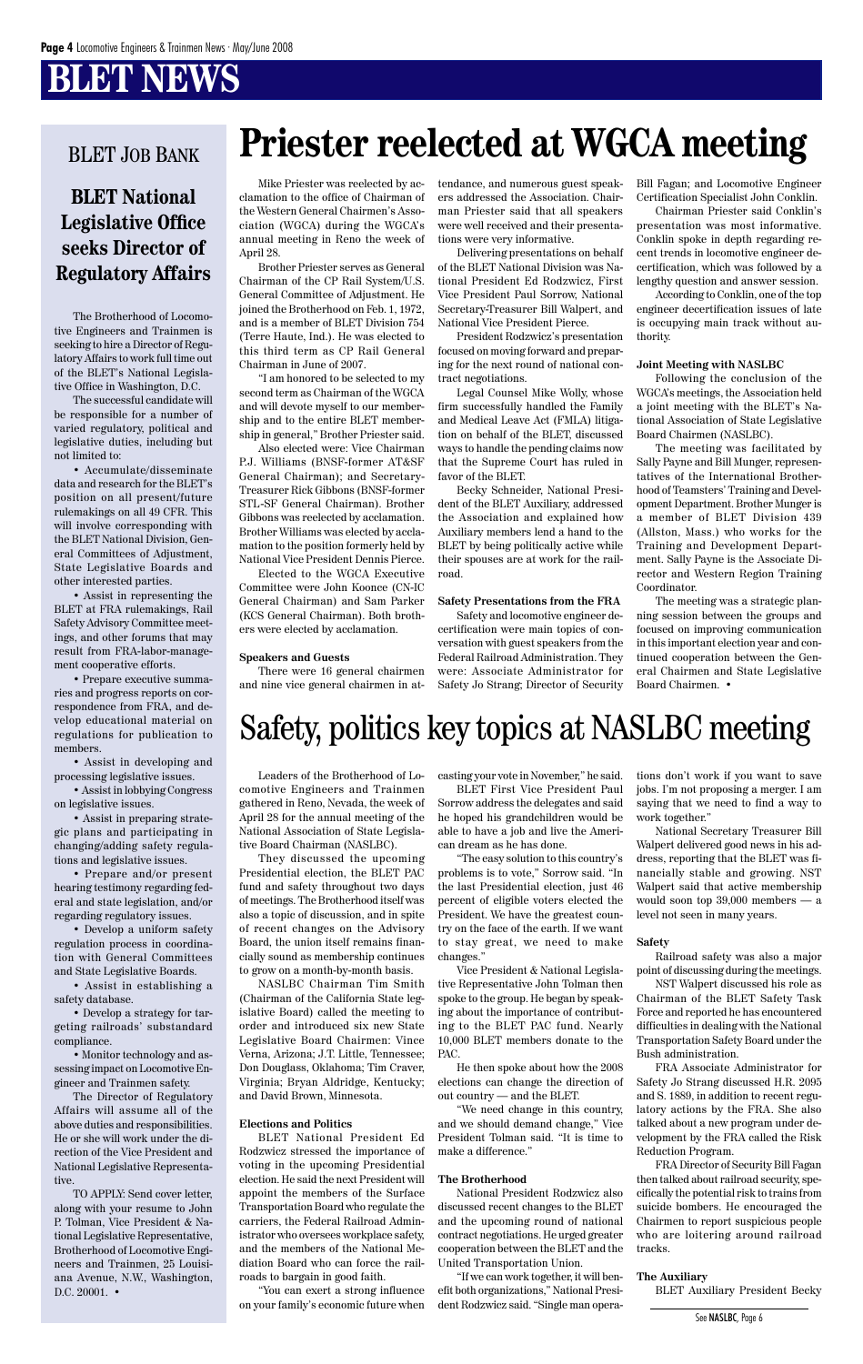# BLET NEWS

## BLET JOB BANK

### BLET National Legislative Office seeks Director of Regulatory Affairs

The Brotherhood of Locomotive Engineers and Trainmen is seeking to hire a Director of Regulatory Affairs to work full time out of the BLET's National Legislative Office in Washington, D.C.

The successful candidate will be responsible for a number of varied regulatory, political and legislative duties, including but not limited to:

- Accumulate/disseminate data and research for the BLET's position on all present/future rulemakings on all 49 CFR. This will involve corresponding with the BLET National Division, General Committees of Adjustment, State Legislative Boards and other interested parties.
- Assist in representing the BLET at FRA rulemakings, Rail Safety Advisory Committee meetings, and other forums that may result from FRA-labor-management cooperative efforts.
- Prepare executive summaries and progress reports on correspondence from FRA, and develop educational material on regulations for publication to members.
- Assist in developing and processing legislative issues.
- Assist in lobbying Congress on legislative issues.
- Assist in preparing strategic plans and participating in changing/adding safety regulations and legislative issues.
- Prepare and/or present hearing testimony regarding federal and state legislation, and/or regarding regulatory issues.
- Develop a uniform safety regulation process in coordination with General Committees and State Legislative Boards.
- Assist in establishing a safety database.
- Develop a strategy for targeting railroads' substandard compliance.
- Monitor technology and assessing impact on Locomotive Engineer and Trainmen safety.

The Director of Regulatory Affairs will assume all of the above duties and responsibilities. He or she will work under the direction of the Vice President and National Legislative Representative.

TO APPLY: Send cover letter, along with your resume to John P. Tolman, Vice President & National Legislative Representative, Brotherhood of Locomotive Engineers and Trainmen, 25 Louisiana Avenue, N.W., Washington, D.C. 20001. •

# Priester reelected at WGCA meeting

Mike Priester was reelected by acclamation to the office of Chairman of the Western General Chairmen's Association (WGCA) during the WGCA's annual meeting in Reno the week of April 28.

Brother Priester serves as General Chairman of the CP Rail System/U.S. General Committee of Adjustment. He joined the Brotherhood on Feb. 1, 1972, and is a member of BLET Division 754 (Terre Haute, Ind.). He was elected to this third term as CP Rail General Chairman in June of 2007.

"I am honored to be selected to my second term as Chairman of the WGCA and will devote myself to our membership and to the entire BLET membership in general," Brother Priester said.

Also elected were: Vice Chairman P.J. Williams (BNSF-former AT&SF General Chairman); and Secretary-Treasurer Rick Gibbons (BNSF-former STL-SF General Chairman). Brother Gibbons was reelected by acclamation. Brother Williams was elected by acclamation to the position formerly held by National Vice President Dennis Pierce.

Elected to the WGCA Executive Committee were John Koonce (CN-IC General Chairman) and Sam Parker (KCS General Chairman). Both brothers were elected by acclamation.

#### Speakers and Guests

There were 16 general chairmen and nine vice general chairmen in attendance, and numerous guest speakers addressed the Association. Chairman Priester said that all speakers were well received and their presentations were very informative.

Delivering presentations on behalf of the BLET National Division was National President Ed Rodzwicz, First Vice President Paul Sorrow, National Secretary-Treasurer Bill Walpert, and National Vice President Pierce.

President Rodzwicz's presentation focused on moving forward and preparing for the next round of national contract negotiations.

Legal Counsel Mike Wolly, whose firm successfully handled the Family and Medical Leave Act (FMLA) litigation on behalf of the BLET, discussed ways to handle the pending claims now that the Supreme Court has ruled in favor of the BLET.

Becky Schneider, National President of the BLET Auxiliary, addressed the Association and explained how Auxiliary members lend a hand to the BLET by being politically active while their spouses are at work for the railroad.

#### Safety Presentations from the FRA

Safety and locomotive engineer decertification were main topics of conversation with guest speakers from the Federal Railroad Administration. They were: Associate Administrator for Safety Jo Strang; Director of Security Bill Fagan; and Locomotive Engineer Certification Specialist John Conklin.

Chairman Priester said Conklin's presentation was most informative. Conklin spoke in depth regarding recent trends in locomotive engineer decertification, which was followed by a lengthy question and answer session.

According to Conklin, one of the top engineer decertification issues of late is occupying main track without authority.

#### Joint Meeting with NASLBC

Following the conclusion of the WGCA's meetings, the Association held a joint meeting with the BLET's National Association of State Legislative Board Chairmen (NASLBC).

The meeting was facilitated by Sally Payne and Bill Munger, representatives of the International Brotherhood of Teamsters' Training and Development Department. Brother Munger is a member of BLET Division 439 (Allston, Mass.) who works for the Training and Development Department. Sally Payne is the Associate Director and Western Region Training Coordinator.

The meeting was a strategic planning session between the groups and focused on improving communication in this important election year and continued cooperation between the General Chairmen and State Legislative Board Chairmen. •

# Safety, politics key topics at NASLBC meeting

Leaders of the Brotherhood of Locomotive Engineers and Trainmen gathered in Reno, Nevada, the week of April 28 for the annual meeting of the National Association of State Legislative Board Chairmen (NASLBC).

They discussed the upcoming Presidential election, the BLET PAC fund and safety throughout two days of meetings. The Brotherhood itself was also a topic of discussion, and in spite of recent changes on the Advisory Board, the union itself remains financially sound as membership continues to grow on a month-by-month basis.

NASLBC Chairman Tim Smith (Chairman of the California State legislative Board) called the meeting to order and introduced six new State Legislative Board Chairmen: Vince Verna, Arizona; J.T. Little, Tennessee; Don Douglass, Oklahoma; Tim Craver, Virginia; Bryan Aldridge, Kentucky; and David Brown, Minnesota.

#### Elections and Politics

BLET National President Ed Rodzwicz stressed the importance of voting in the upcoming Presidential election. He said the next President will appoint the members of the Surface Transportation Board who regulate the carriers, the Federal Railroad Administrator who oversees workplace safety, and the members of the National Mediation Board who can force the railroads to bargain in good faith.

"You can exert a strong influence on your family's economic future when casting your vote in November," he said.

BLET First Vice President Paul Sorrow address the delegates and said he hoped his grandchildren would be able to have a job and live the American dream as he has done.

"The easy solution to this country's problems is to vote," Sorrow said. "In the last Presidential election, just 46 percent of eligible voters elected the President. We have the greatest country on the face of the earth. If we want to stay great, we need to make changes."

Vice President & National Legislative Representative John Tolman then spoke to the group. He began by speaking about the importance of contributing to the BLET PAC fund. Nearly 10,000 BLET members donate to the PAC.

He then spoke about how the 2008 elections can change the direction of out country — and the BLET.

"We need change in this country, and we should demand change," Vice President Tolman said. "It is time to make a difference."

#### The Brotherhood

National President Rodzwicz also discussed recent changes to the BLET and the upcoming round of national contract negotiations. He urged greater cooperation between the BLET and the United Transportation Union.

"If we can work together, it will benefit both organizations," National President Rodzwicz said. "Single man operations don't work if you want to save jobs. I'm not proposing a merger. I am saying that we need to find a way to work together."

National Secretary Treasurer Bill Walpert delivered good news in his address, reporting that the BLET was financially stable and growing. NST Walpert said that active membership would soon top 39,000 members — a level not seen in many years.

#### Safety

Railroad safety was also a major point of discussing during the meetings.

NST Walpert discussed his role as Chairman of the BLET Safety Task Force and reported he has encountered difficulties in dealing with the National Transportation Safety Board under the Bush administration.

FRA Associate Administrator for Safety Jo Strang discussed H.R. 2095 and S. 1889, in addition to recent regulatory actions by the FRA. She also talked about a new program under development by the FRA called the Risk Reduction Program.

FRA Director of Security Bill Fagan then talked about railroad security, specifically the potential risk to trains from suicide bombers. He encouraged the Chairmen to report suspicious people who are loitering around railroad tracks.

#### The Auxiliary

BLET Auxiliary President Becky

See NASLBC, Page 6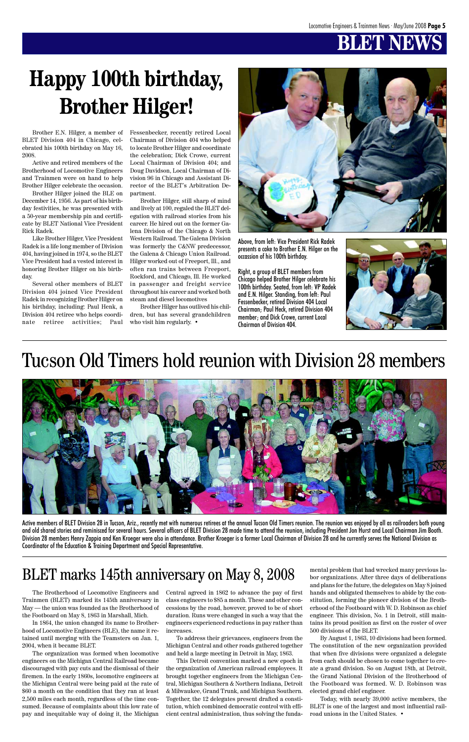# BLET NEWS

# Happy 100th birthday, Brother Hilger!

Brother E.N. Hilger, a member of BLET Division 404 in Chicago, celebrated his 100th birthday on May 16, 2008.

Active and retired members of the Brotherhood of Locomotive Engineers and Trainmen were on hand to help Brother Hilger celebrate the occasion.

Brother Hilger joined the BLE on December 14, 1956. As part of his birthday festivities, he was presented with a 50-year membership pin and certificate by BLET National Vice President Rick Radek.

Like Brother Hilger, Vice President Radek is a life long member of Division 404, having joined in 1974, so the BLET Vice President had a vested interest in honoring Brother Hilger on his birthday.

Several other members of BLET Division 404 joined Vice President Radek in recognizing Brother Hilger on his birthday, including: Paul Henk, a Division 404 retiree who helps coordinate retiree activities; Paul Fessenbecker, recently retired Local Chairman of Division 404 who helped to locate Brother Hilger and coordinate the celebration; Dick Crowe, current Local Chairman of Division 404; and Doug Davidson, Local Chairman of Division 96 in Chicago and Assistant Director of the BLET's Arbitration Department.

Brother Hilger, still sharp of mind and lively at 100, regaled the BLET delegation with railroad stories from his career. He hired out on the former Galena Division of the Chicago & North Western Railroad. The Galena Division was formerly the C&NW predecessor, the Galena & Chicago Union Railroad. Hilger worked out of Freeport, Ill., and often ran trains between Freeport, Rockford, and Chicago, Ill. He worked in passenger and freight service throughout his career and worked both steam and diesel locomotives

Brother Hilger has outlived his children, but has several grandchildren who visit him regularly. •

Above, from left: Vice President Rick Radek presents a cake to Brother E.N. Hilger on the occassion of his 100th birthday.

Right, a group of BLET members from Chicago helped Brother Hilger celebrate his 100th birthday. Seated, from left: VP Radek and E.N. Hilger. Standing, from left: Paul Fessenbecker, retired Division 404 Local Chairman; Paul Heck, retired Division 404 member; and Dick Crowe, current Local Chairman of Division 404.

# Tucson Old Timers hold reunion with Division 28 members

Active members of BLET Division 28 in Tucson, Ariz., recently met with numerous retirees at the annual Tucson Old Timers reunion. The reunion was enjoyed by all as railroaders both young and old shared stories and reminisced for several hours. Several officers of BLET Division 28 made time to attend the reunion, including President Jon Hurst and Local Chairman Jim Booth. Division 28 members Henry Zappia and Ken Kroeger were also in attendance. Brother Kroeger is a former Local Chairman of Division 28 and he currently serves the National Division as Coordinator of the Education & Training Department and Special Representative.

# BLET marks 145th anniversary on May 8, 2008

The Brotherhood of Locomotive Engineers and Trainmen (BLET) marked its 145th anniversary in May — the union was founded as the Brotherhood of the Footboard on May 8, 1863 in Marshall, Mich.

In 1864, the union changed its name to Brotherhood of Locomotive Engineers (BLE), the name it retained until merging with the Teamsters on Jan. 1, 2004, when it became BLET.

The organization was formed when locomotive engineers on the Michigan Central Railroad became discouraged with pay cuts and the dismissal of their firemen. In the early 1860s, locomotive engineers at the Michigan Central were being paid at the rate of \$60 a month on the condition that they ran at least 2,500 miles each month, regardless of the time consumed. Because of complaints about this low rate of pay and inequitable way of doing it, the Michigan Central agreed in 1862 to advance the pay of first class engineers to \$85 a month. These and other concessions by the road, however, proved to be of short duration. Runs were changed in such a way that the engineers experienced reductions in pay rather than increases.

To address their grievances, engineers from the Michigan Central and other roads gathered together and held a large meeting in Detroit in May, 1863.

This Detroit convention marked a new epoch in the organization of American railroad employees. It brought together engineers from the Michigan Central, Michigan Southern & Northern Indiana, Detroit & Milwaukee, Grand Trunk, and Michigan Southern. Together, the 12 delegates present drafted a constitution, which combined democratic control with efficient central administration, thus solving the fundamental problem that had wrecked many previous labor organizations. After three days of deliberations and plans for the future, the delegates on May 8 joined hands and obligated themselves to abide by the constitution, forming the pioneer division of the Brotherhood of the Footboard with W. D. Robinson as chief engineer. This division, No. 1 in Detroit, still maintains its proud position as first on the roster of over 500 divisions of the BLET.

By August 1, 1863, 10 divisions had been formed. The constitution of the new organization provided that when five divisions were organized a delegate from each should be chosen to come together to create a grand division. So on August 18th, at Detroit, the Grand National Division of the Brotherhood of the Footboard was formed. W. D. Robinson was elected grand chief engineer.

Today, with nearly 39,000 active members, the BLET is one of the largest and most influential railroad unions in the United States. •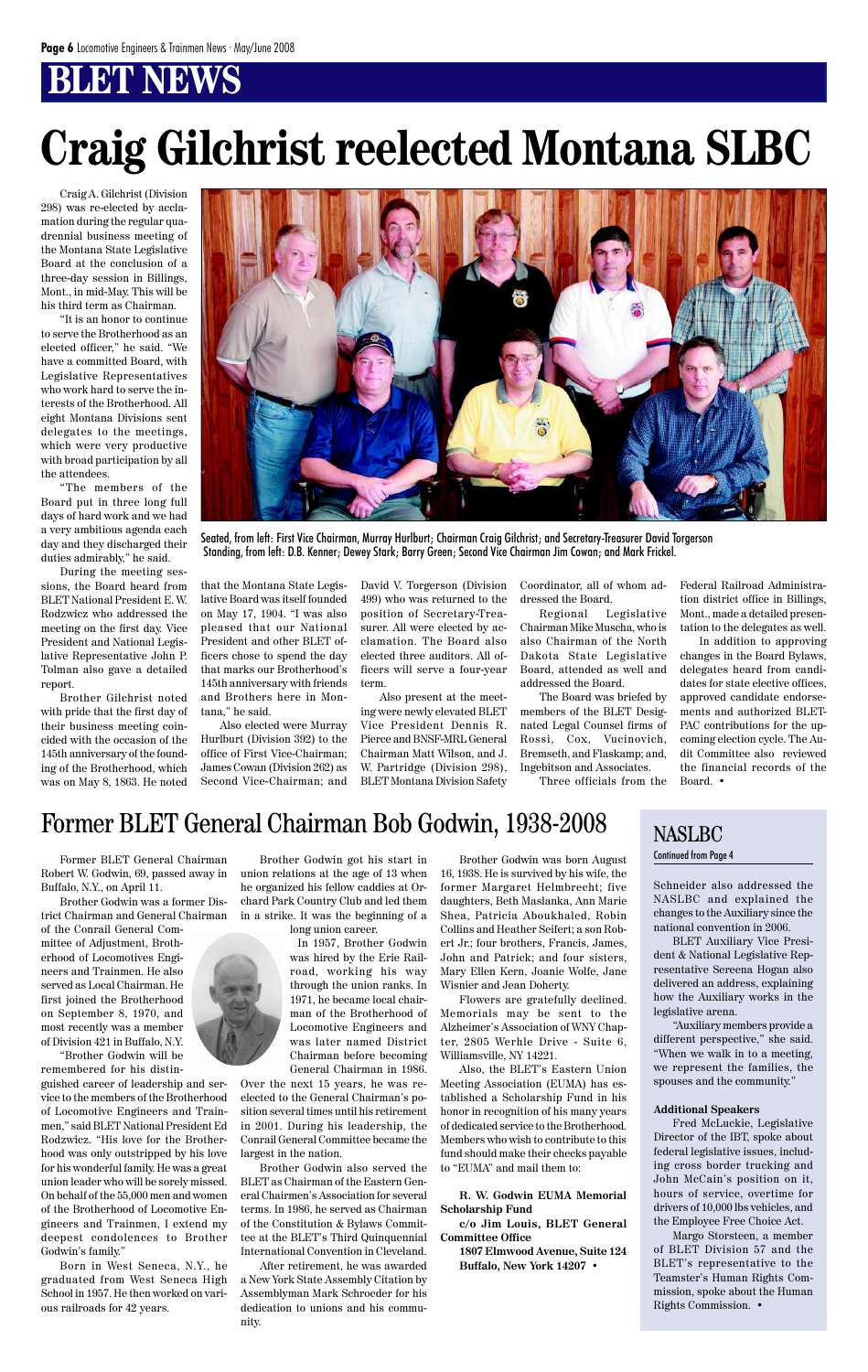# BLET NEWS

# Craig Gilchrist reelected Montana SLBC

Craig A. Gilchrist (Division 298) was re-elected by acclamation during the regular quadrennial business meeting of the Montana State Legislative Board at the conclusion of a three-day session in Billings, Mont., in mid-May. This will be his third term as Chairman.

"It is an honor to continue to serve the Brotherhood as an elected officer," he said. "We have a committed Board, with Legislative Representatives who work hard to serve the interests of the Brotherhood. All eight Montana Divisions sent delegates to the meetings, which were very productive with broad participation by all the attendees.

"The members of the Board put in three long full days of hard work and we had a very ambitious agenda each day and they discharged their duties admirably," he said.

During the meeting sessions, the Board heard from BLET National President E. W. Rodzwicz who addressed the meeting on the first day. Vice President and National Legislative Representative John P. Tolman also gave a detailed report.

Brother Gilchrist noted with pride that the first day of their business meeting coincided with the occasion of the 145th anniversary of the founding of the Brotherhood, which was on May 8, 1863. He noted that the Montana State Legislative Board was itself founded on May 17, 1904. "I was also pleased that our National President and other BLET officers chose to spend the day that marks our Brotherhood's 145th anniversary with friends and Brothers here in Montana," he said.

Also elected were Murray Hurlburt (Division 392) to the office of First Vice-Chairman; James Cowan (Division 262) as Second Vice-Chairman; and David V. Torgerson (Division 499) who was returned to the position of Secretary-Treasurer. All were elected by acclamation. The Board also elected three auditors. All officers will serve a four-year term.

Also present at the meeting were newly elevated BLET Vice President Dennis R. Pierce and BNSF-MRL General Chairman Matt Wilson, and J. W. Partridge (Division 298), BLET Montana Division Safety Coordinator, all of whom addressed the Board.

Regional Legislative Chairman Mike Muscha, who is also Chairman of the North Dakota State Legislative Board, attended as well and addressed the Board.

The Board was briefed by members of the BLET Designated Legal Counsel firms of Rossi, Cox, Vucinovich, Bremseth, and Flaskamp; and, Ingebitson and Associates.

Three officials from the Federal Railroad Administration district office in Billings, Mont., made a detailed presentation to the delegates as well.

In addition to approving changes in the Board Bylaws, delegates heard from candidates for state elective offices, approved candidate endorsements and authorized BLET-PAC contributions for the upcoming election cycle. The Audit Committee also reviewed the financial records of the Board. •

Seated, from left: First Vice Chairman, Murray Hurlburt; Chairman Craig Gilchrist; and Secretary-Treasurer David Torgerson
Standing, from left: D.B. Kenner; Dewey Stark; Barry Green; Second Vice Chairman Jim Cowan; and Mark Frickel.

## Former BLET General Chairman Bob Godwin, 1938-2008

Former BLET General Chairman Robert W. Godwin, 69, passed away in Buffalo, N.Y., on April 11.

Brother Godwin was a former District Chairman and General Chairman of the Conrail General Committee of Adjustment, Brotherhood of Locomotives Engineers and Trainmen. He also served as Local Chairman. He first joined the Brotherhood on September 8, 1970, and most recently was a member of Division 421 in Buffalo, N.Y.

"Brother Godwin will be remembered for his distinguished career of leadership and service to the members of the Brotherhood of Locomotive Engineers and Trainmen," said BLET National President Ed Rodzwicz. "His love for the Brotherhood was only outstripped by his love for his wonderful family. He was a great union leader who will be sorely missed. On behalf of the 55,000 men and women of the Brotherhood of Locomotive Engineers and Trainmen, I extend my deepest condolences to Brother Godwin's family."

Born in West Seneca, N.Y., he graduated from West Seneca High School in 1957. He then worked on various railroads for 42 years.

Brother Godwin got his start in union relations at the age of 13 when he organized his fellow caddies at Orchard Park Country Club and led them in a strike. It was the beginning of a long union career.

In 1957, Brother Godwin was hired by the Erie Railroad, working his way through the union ranks. In 1971, he became local chairman of the Brotherhood of Locomotive Engineers and was later named District Chairman before becoming General Chairman in 1986. Over the next 15 years, he was reelected to the General Chairman's position several times until his retirement in 2001. During his leadership, the Conrail General Committee became the largest in the nation.

Brother Godwin also served the BLET as Chairman of the Eastern General Chairmen's Association for several terms. In 1986, he served as Chairman of the Constitution & Bylaws Committee at the BLET's Third Quinquennial International Convention in Cleveland.

After retirement, he was awarded a New York State Assembly Citation by Assemblyman Mark Schroeder for his dedication to unions and his community.

Brother Godwin was born August 16, 1938. He is survived by his wife, the former Margaret Helmbrecht; five daughters, Beth Maslanka, Ann Marie Shea, Patricia Aboukhaled, Robin Collins and Heather Seifert; a son Robert Jr.; four brothers, Francis, James, John and Patrick; and four sisters, Mary Ellen Kern, Joanie Wolfe, Jane Wisnier and Jean Doherty.

Flowers are gratefully declined. Memorials may be sent to the Alzheimer's Association of WNY Chapter, 2805 Werhle Drive - Suite 6, Williamsville, NY 14221.

Also, the BLET's Eastern Union Meeting Association (EUMA) has established a Scholarship Fund in his honor in recognition of his many years of dedicated service to the Brotherhood. Members who wish to contribute to this fund should make their checks payable to "EUMA" and mail them to:

**R. W. Godwin EUMA Memorial Scholarship Fund**
**c/o Jim Louis, BLET General Committee Office**
**1807 Elmwood Avenue, Suite 124**
**Buffalo, New York 14207** •

## NASLBC

Continued from Page 4

Schneider also addressed the NASLBC and explained the changes to the Auxiliary since the national convention in 2006.

BLET Auxiliary Vice President & National Legislative Representative Sereena Hogan also delivered an address, explaining how the Auxiliary works in the legislative arena.

"Auxiliary members provide a different perspective," she said. "When we walk in to a meeting, we represent the families, the spouses and the community."

**Additional Speakers**

Fred McLuckie, Legislative Director of the IBT, spoke about federal legislative issues, including cross border trucking and John McCain's position on it, hours of service, overtime for drivers of 10,000 lbs vehicles, and the Employee Free Choice Act.

Margo Storsteen, a member of BLET Division 57 and the BLET's representative to the Teamster's Human Rights Commission, spoke about the Human Rights Commission. •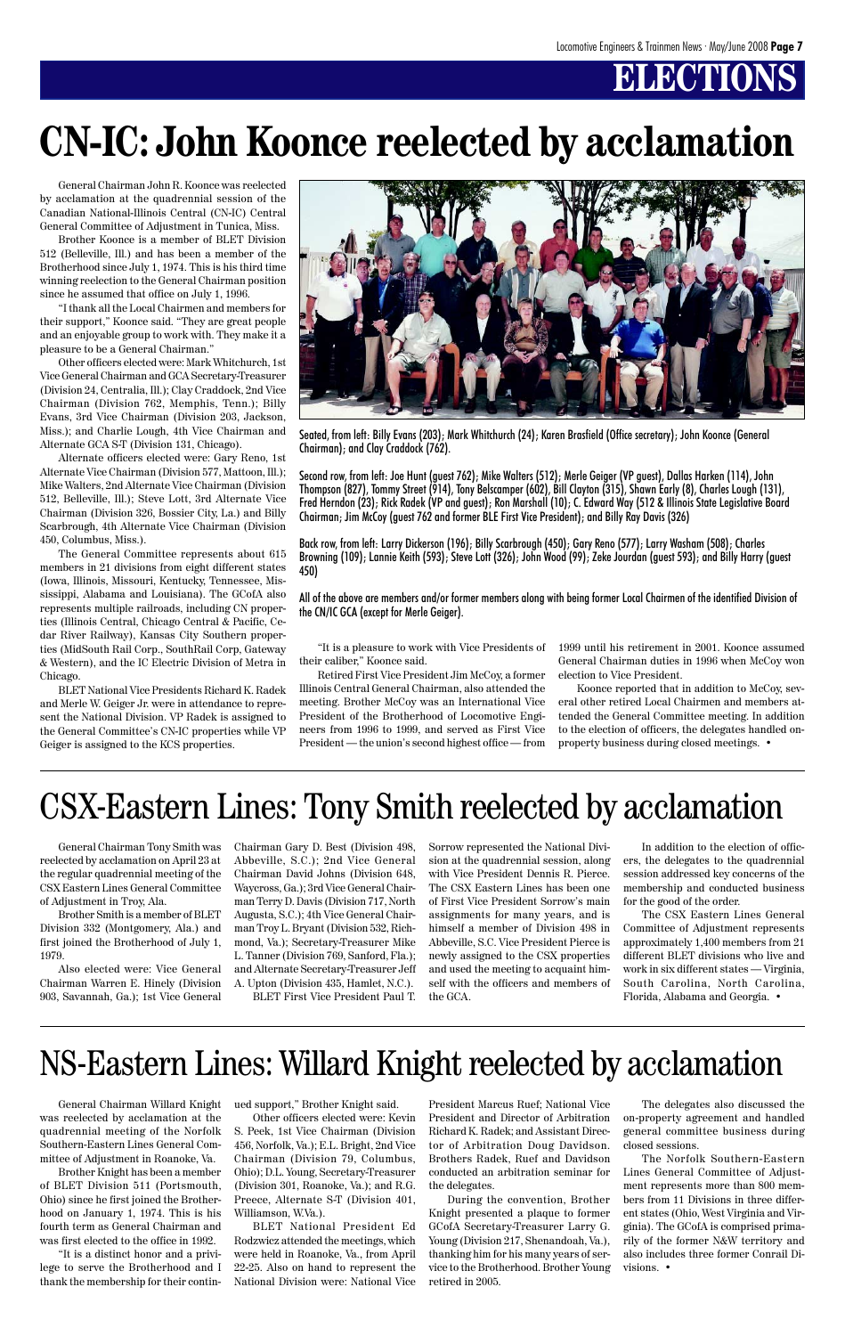# ELECTIONS

# CN-IC: John Koonce reelected by acclamation

General Chairman John R. Koonce was reelected by acclamation at the quadrennial session of the Canadian National-Illinois Central (CN-IC) Central General Committee of Adjustment in Tunica, Miss.

Brother Koonce is a member of BLET Division 512 (Belleville, Ill.) and has been a member of the Brotherhood since July 1, 1974. This is his third time winning reelection to the General Chairman position since he assumed that office on July 1, 1996.

"I thank all the Local Chairmen and members for their support," Koonce said. "They are great people and an enjoyable group to work with. They make it a pleasure to be a General Chairman."

Other officers elected were: Mark Whitchurch, 1st Vice General Chairman and GCA Secretary-Treasurer (Division 24, Centralia, Ill.); Clay Craddock, 2nd Vice Chairman (Division 762, Memphis, Tenn.); Billy Evans, 3rd Vice Chairman (Division 203, Jackson, Miss.); and Charlie Lough, 4th Vice Chairman and Alternate GCA S-T (Division 131, Chicago).

Alternate officers elected were: Gary Reno, 1st Alternate Vice Chairman (Division 577, Mattoon, Ill.); Mike Walters, 2nd Alternate Vice Chairman (Division 512, Belleville, Ill.); Steve Lott, 3rd Alternate Vice Chairman (Division 326, Bossier City, La.) and Billy Scarbrough, 4th Alternate Vice Chairman (Division 450, Columbus, Miss.).

The General Committee represents about 615 members in 21 divisions from eight different states (Iowa, Illinois, Missouri, Kentucky, Tennessee, Mississippi, Alabama and Louisiana). The GCofA also represents multiple railroads, including CN properties (Illinois Central, Chicago Central & Pacific, Cedar River Railway), Kansas City Southern properties (MidSouth Rail Corp., SouthRail Corp, Gateway & Western), and the IC Electric Division of Metra in Chicago.

BLET National Vice Presidents Richard K. Radek and Merle W. Geiger Jr. were in attendance to represent the National Division. VP Radek is assigned to the General Committee's CN-IC properties while VP Geiger is assigned to the KCS properties.

Seated, from left: Billy Evans (203); Mark Whitchurch (24); Karen Brasfield (Office secretary); John Koonce (General Chairman); and Clay Craddock (762).

Second row, from left: Joe Hunt (guest 762); Mike Walters (512); Merle Geiger (VP guest), Dallas Harken (114), John Thompson (827), Tommy Street (914), Tony Belscamper (602), Bill Clayton (315), Shawn Early (8), Charles Lough (131), Fred Herndon (23); Rick Radek (VP and guest); Ron Marshall (10); C. Edward Way (512 & Illinois State Legislative Board Chairman; Jim McCoy (guest 762 and former BLE First Vice President); and Billy Ray Davis (326)

Back row, from left: Larry Dickerson (196); Billy Scarbrough (450); Gary Reno (577); Larry Washam (508); Charles Browning (109); Lannie Keith (593); Steve Lott (326); John Wood (99); Zeke Jourdan (guest 593); and Billy Harry (guest 450)

All of the above are members and/or former members along with being former Local Chairmen of the identified Division of the CN/IC GCA (except for Merle Geiger).

"It is a pleasure to work with Vice Presidents of their caliber," Koonce said.

Retired First Vice President Jim McCoy, a former Illinois Central General Chairman, also attended the meeting. Brother McCoy was an International Vice President of the Brotherhood of Locomotive Engineers from 1996 to 1999, and served as First Vice President — the union's second highest office — from 1999 until his retirement in 2001. Koonce assumed General Chairman duties in 1996 when McCoy won election to Vice President.

Koonce reported that in addition to McCoy, several other retired Local Chairmen and members attended the General Committee meeting. In addition to the election of officers, the delegates handled on-property business during closed meetings. •

# CSX-Eastern Lines: Tony Smith reelected by acclamation

General Chairman Tony Smith was reelected by acclamation on April 23 at the regular quadrennial meeting of the CSX Eastern Lines General Committee of Adjustment in Troy, Ala.

Brother Smith is a member of BLET Division 332 (Montgomery, Ala.) and first joined the Brotherhood of July 1, 1979.

Also elected were: Vice General Chairman Warren E. Hinely (Division 903, Savannah, Ga.); 1st Vice General Chairman Gary D. Best (Division 498, Abbeville, S.C.); 2nd Vice General Chairman David Johns (Division 648, Waycross, Ga.); 3rd Vice General Chairman Terry D. Davis (Division 717, North Augusta, S.C.); 4th Vice General Chairman Troy L. Bryant (Division 532, Richmond, Va.); Secretary-Treasurer Mike L. Tanner (Division 769, Sanford, Fla.); and Alternate Secretary-Treasurer Jeff A. Upton (Division 435, Hamlet, N.C.).

BLET First Vice President Paul T. Sorrow represented the National Division at the quadrennial session, along with Vice President Dennis R. Pierce. The CSX Eastern Lines has been one of First Vice President Sorrow's main assignments for many years, and is himself a member of Division 498 in Abbeville, S.C. Vice President Pierce is newly assigned to the CSX properties and used the meeting to acquaint himself with the officers and members of the GCA.

In addition to the election of officers, the delegates to the quadrennial session addressed key concerns of the membership and conducted business for the good of the order.

The CSX Eastern Lines General Committee of Adjustment represents approximately 1,400 members from 21 different BLET divisions who live and work in six different states — Virginia, South Carolina, North Carolina, Florida, Alabama and Georgia. •

# NS-Eastern Lines: Willard Knight reelected by acclamation

General Chairman Willard Knight was reelected by acclamation at the quadrennial meeting of the Norfolk Southern-Eastern Lines General Committee of Adjustment in Roanoke, Va.

Brother Knight has been a member of BLET Division 511 (Portsmouth, Ohio) since he first joined the Brotherhood on January 1, 1974. This is his fourth term as General Chairman and was first elected to the office in 1992.

"It is a distinct honor and a privilege to serve the Brotherhood and I thank the membership for their continued support," Brother Knight said.

Other officers elected were: Kevin S. Peek, 1st Vice Chairman (Division 456, Norfolk, Va.); E.L. Bright, 2nd Vice Chairman (Division 79, Columbus, Ohio); D.L. Young, Secretary-Treasurer (Division 301, Roanoke, Va.); and R.G. Preece, Alternate S-T (Division 401, Williamson, W.Va.).

BLET National President Ed Rodzwicz attended the meetings, which were held in Roanoke, Va., from April 22-25. Also on hand to represent the National Division were: National Vice President Marcus Ruef; National Vice President and Director of Arbitration Richard K. Radek; and Assistant Director of Arbitration Doug Davidson. Brothers Radek, Ruef and Davidson conducted an arbitration seminar for the delegates.

During the convention, Brother Knight presented a plaque to former GCofA Secretary-Treasurer Larry G. Young (Division 217, Shenandoah, Va.), thanking him for his many years of service to the Brotherhood. Brother Young retired in 2005.

The delegates also discussed the on-property agreement and handled general committee business during closed sessions.

The Norfolk Southern-Eastern Lines General Committee of Adjustment represents more than 800 members from 11 Divisions in three different states (Ohio, West Virginia and Virginia). The GCofA is comprised primarily of the former N&W territory and also includes three former Conrail Divisions. •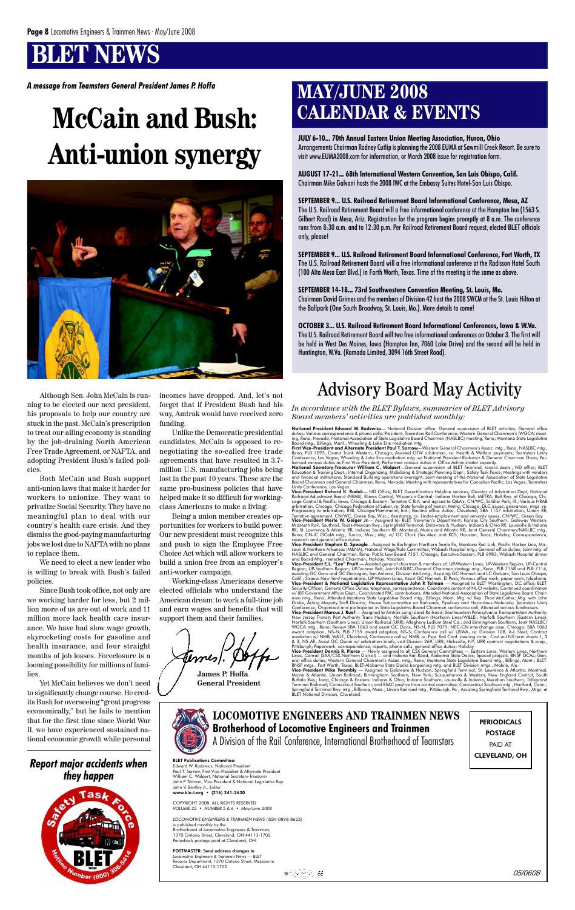# BLET NEWS

*A message from Teamsters General President James P. Hoffa*

# McCain and Bush: Anti-union synergy

Although Sen. John McCain is running to be elected our next president, his proposals to help our country are stuck in the past. McCain's prescription to treat our ailing economy is standing by the job-draining North American Free Trade Agreement, or NAFTA, and adopting President Bush's failed policies.

Both McCain and Bush support anti-union laws that make it harder for workers to unionize. They want to privatize Social Security. They have no meaningful plan to deal with our country's health care crisis. And they dismiss the good-paying manufacturing jobs we lost due to NAFTA with no plans to replace them.

We need to elect a new leader who is willing to break with Bush's failed policies.

Since Bush took office, not only are we working harder for less, but 2 million more of us are out of work and 11 million more lack health care insurance. We have had slow wage growth, skyrocketing costs for gasoline and health insurance, and four straight months of job losses. Foreclosure is a looming possibility for millions of families.

Yet McCain believes we don't need to significantly change course. He credits Bush for overseeing "great progress economically," but he fails to mention that for the first time since World War II, we have experienced sustained national economic growth while personal incomes have dropped. And, let's not forget that if President Bush had his way, Amtrak would have received zero funding.

Unlike the Democratic presidential candidates, McCain is opposed to renegotiating the so-called free trade agreements that have resulted in 3.7-million U.S. manufacturing jobs being lost in the past 10 years. These are the same pro-business policies that have helped make it so difficult for working-class Americans to make a living.

Being a union member creates opportunities for workers to build power. Our new president must recognize this and push to sign the Employee Free Choice Act which will allow workers to build a union free from an employer's anti-worker campaign.

Working-class Americans deserve elected officials who understand the American dream: to work a full-time job and earn wages and benefits that will support them and their families.

**James P. Hoffa**
**General President**

## Report major accidents when they happen

Safety Task Force — BLET — Hotline Number (800) 306-5414

# MAY/JUNE 2008 CALENDAR & EVENTS

**JULY 6-10... 70th Annual Eastern Union Meeting Association, Huron, Ohio**
Arrangements Chairman Rodney Cutlip is planning the 2008 EUMA at Sawmill Creek Resort. Be sure to visit www.EUMA2008.com for information, or March 2008 issue for registration form.

**AUGUST 17-21... 68th International Western Convention, San Luis Obispo, Calif.**
Chairman Mike Galvani hosts the 2008 IWC at the Embassy Suites Hotel-San Luis Obispo.

**SEPTEMBER 9... U.S. Railroad Retirement Board Informational Conference, Mesa, AZ**
The U.S. Railroad Retirement Board will a free informational conference at the Hampton Inn (1563 S. Gilbert Road) in Mesa, Ariz. Registration for the program begins promptly at 8 a.m. The conference runs from 8:30 a.m. and to 12:30 p.m. Per Railroad Retirement Board request, elected BLET officials only, please!

**SEPTEMBER 9... U.S. Railroad Retirement Board Informational Conference, Fort Worth, TX**
The U.S. Railroad Retirement Board will a free informational conference at the Radisson Hotel South (100 Alta Mesa East Blvd.) in Forth Worth, Texas. Time of the meeting is the same as above.

**SEPTEMBER 14-18... 73rd Southwestern Convention Meeting, St. Louis, Mo.**
Chairman David Grimes and the members of Division 42 host the 2008 SWCM at the St. Louis Hilton at the Ballpark (One South Broadway, St. Louis, Mo.). More details to come!

**OCTOBER 3... U.S. Railroad Retirement Board Informational Conferences, Iowa & W.Va.**
The U.S. Railroad Retirement Board will two free informational conferences on October 3. The first will be held in West Des Moines, Iowa (Hampton Inn, 7060 Lake Drive) and the second will be held in Huntington, W.Va. (Ramada Limited, 3094 16th Street Road).

# Advisory Board May Activity

*In accordance with the BLET Bylaws, summaries of BLET Advisory Board members' activities are published monthly:*

**National President Edward W. Rodzwicz**— National Division office: General supervision of BLET activities; General office duties; Various correspondence & phone calls; President, Teamsters Rail Conference; Western General Chairmen's (WGCA) meeting, Reno, Nevada; National Association of State Legislative Board Chairmen (NASLBC) meeting, Reno; Montana State Legislative Board mtg., Billings, Mont.; Wheeling & Lake Erie mediation mtg.

**First Vice-President and Alternate President Paul T. Sorrow**—Western General Chairmen's Assoc. mtg., Reno; NASLBC mtg., Reno; PLB 7093, Grand Trunk Western, Chicago; Assisted GTW arbitration, re: Health & Welfare payments; Teamsters Unity Conference, Las Vegas; Wheeling & Lake Erie mediation mtg. w/ National President Rodzwicz & General Chairman Davis; Performed various duties as First Vice President; Performed various duties in Office Administrator capacity.

**National Secretary-Treasurer William C. Walpert**—General supervision of BLET financial, record depts.; ND office; BLET Education & Training Dept.; Internal Organizing, Mobilizing & Strategic Planning Dept.; Safety Task Force; Meetings with vendors and financial institutions; Standard Building operations oversight; Joint meeting of the National Association of State Legislative Board Chairmen and General Chairmen, Reno, Nevada; Meeting with representatives for Canadian Pacific, Las Vegas; Teamsters Unity Conference, Las Vegas.

**Vice-President Richard K. Radek**— ND Office; BLET Decertification Helpline services; Director of Arbitration Dept; National Railroad Adjustment Board (NRAB); Illinois Central; Wisconsin Central; Indiana Harbor Belt; METRA; Belt Rwy. of Chicago; Chicago Central & Pacific; Iowa, Chicago & Eastern; Tentative C.B.A. and agreed to Q&A's, CN/WC, Schiller Park, Ill.; Various NRAB arbitration, Chicago; Chicago Federation of Labor, re: State funding of transit, Metra, Chicago; DLC issues; grievances, mtgs. re: Progressing to arbitration, IHB, Chicago/Hammond, Ind.; Routine office duties, Cleveland; SBA 1157 arbitration, Union RR; Tentative agreement, CN/WC, Green Bay, Wisc.; Assistance, re: Under-employment and seniority issues, CN/WC, Green Bay.

**Vice-President Merle W. Geiger Jr.**— Assigned to: BLET Trainmen's Department; Kansas City Southern; Gateway Western; Midsouth Rail; Southrail; Texas-Mexican Rwy.; Springfield Terminal; Delaware & Hudson; Indiana & Ohio RR; Louisville & Indiana RR; St. Lawrence & Atlantic RR; Indiana Southern RR; Montreal, Maine and Atlantic RR; Joint General Chairmen/NASLBC mtg., Reno; CN-IC GCofA mtg., Tunica, Miss.; Mtg. w/ GC Clark (Tex Mex) and KCS, Houston, Texas; Holiday; Correspondence, research and general office duties.

**Vice-President Stephen D. Speagle**—Assigned to Burlington Northern Santa Fe, Montana Rail Link, Pacific Harbor Line, Missouri & Northern Arkansas (M&NA), National Wage/Rule Committee; Wabash Hospital mtg.; General office duties; Joint mtg. of NASLBC and General Chairmen, Reno; Public Law Board 7151, Chicago; Executive Session, PLB 6983; Wabash Hospital dinner and Board Mtg.; reelected Chairman; Holiday; Vacation.

**Vice-President E.L. "Lee" Pruitt** — Assisted general chairmen & members of: UP-Western Lines; UP-Western Region; UP-Central Region; UP-Southern Region; UP-Tacoma Belt; Joint NASLBC-General Chairman strategy mtg., Reno; PLB 7158 and PLB 7114, assisting GC Gore and GC Donnigan, San Antonio; Division 664 mtg., Assisting GC Hannah and LC Galvani, San Louis Obispo, Calif.; Strauss New Yard negotiations, UP-Western Lines, Assist GC Hannah, El Paso; Various office work, paper work, telephone.

**Vice-President & National Legislative Representative John P. Tolman** — Assigned to BLET Washington, DC office, BLET Security Officer; General Office Duties, telephone, correspondence; Coordinate content of NLO website; Continued coordination w/ IBT Government Affairs Dept.; Coordinated PAC contributions; Attended National Association of State Legislative Board Chairmen mtg., Reno; Attended Montana State Legislative Board mtg., Billings, Mont; Mtg. w/ Rep. Thad McCotter; Mtg. with John Drake, Acting Majority Staff Director, House Subcommittee on Railroads, Pipelines and Hazardous Materials; Teamsters Unity Conference; Organized and participated in State Legislative Board Chairmen conference call; Attended various fundraisers.

**Vice-President Marcus J. Ruef** — Assigned to Amtrak Long Island Railroad; Southeastern Pennsylvania Transportation Authority; New Jersey Transit; Port Authority Trans Hudson; Norfolk Southern (Northern Lines/W&LE); Norfolk Southern (Eastern Lines); Norfolk Southern (Southern Lines); Union Railroad (URR); Allegheny Ludlum Steel Co.; and Birmingham Southern; Joint NASLBC/WGCA mtg., Reno; Review SBA 1063 and assist GC Davis, NS-N; PLB 7079, NEC-CN interchange case, Chicago; SBA 1063 award adoption, NS-N; PLB 7159 award adoption, NS-S; Conference call w/ USWA, re: Division 108, A-L Steel; Contract mediation w/ NMB, W&LE, Cleveland; Conference call w/ NMB, re: Pgr. Rail Conf. steering cmte.; Cost out NS term sheets 1, 2 & 3, NS-All; Assist GC Quinn w/ arbitration briefs, visit Division 269, LIRR, Hicksville, NY; URR contract negotiations & prep., Pittsburgh; Paperwork, correspondence, reports, phone calls, general office duties; Holiday.

**Vice-President Dennis R. Pierce** — Newly assigned to all CSX General Committees — Eastern Lines, Western Lines, Northern Lines, Conrail (SAA/CSX-Northern District) — and Indiana Rail Road, Alabama State Docks; Special projects, BNSF GCAs; General office duties; Western General Chairmen's Assoc. mtg., Reno; Montana State Legislative Board mtg., Billings, Mont.; BLET-BNSF mtgs., Fort Worth, Texas; BLET-Alabama State Docks bargaining mtg. and BLET Division mtgs., Mobile, Ala.

**Vice-President Mike Twombly** — Assigned to Delaware & Hudson, Springfield Terminal; St. Lawrence & Atlantic; Montreal, Maine & Atlantic; Union Railroad; Birmingham Southern; New York, Susquehanna & Western; New England Central; South Buffalo Rwy., Iowa, Chicago & Eastern; Indiana & Ohio; Indiana Southern; Louisville & Indiana, Meridian Southern; Talleyrand Terminal Railroad; Connecticut Southern; and RSAC positive train control committee; Connecticut Southern mtg., Hartford, Conn.; Springfield Terminal Rwy. mtg., Billerica, Mass.; Union Railroad mtg., Pittsburgh, Pa.; Assisting Springfield Terminal Rwy.; Mtgs. at BLET National Division, Cleveland.

## LOCOMOTIVE ENGINEERS AND TRAINMEN NEWS
### Brotherhood of Locomotive Engineers and Trainmen
A Division of the Rail Conference, International Brotherhood of Teamsters

**BLET Publications Committee:**
Edward W. Rodzwicz, National President
Paul T. Sorrow, First Vice-President & Alternate President
William C. Walpert, National Secretary-Treasurer
John P. Tolman, Vice-President & National Legislative Rep.
John V. Bentley Jr., Editor
**www.ble-t.org • (216) 241-2630**

COPYRIGHT 2008, ALL RIGHTS RESERVED
*VOLUME 22 • NUMBER 5 & 6 • May/June 2008*

*LOCOMOTIVE ENGINEERS & TRAINMEN NEWS* (ISSN 0898-8625) is published monthly by the Brotherhood of Locomotive Engineers & Trainmen, 1370 Ontario Street, Cleveland, OH 44113-1702. Periodicals postage paid at Cleveland, OH.

**POSTMASTER: Send address changes to**
*Locomotive Engineers & Trainmen News* — BLET Records Department, 1370 Ontario Street, Mezzanine Cleveland, OH 44113-1702.

**PERIODICALS POSTAGE PAID AT CLEVELAND, OH**

05/0608